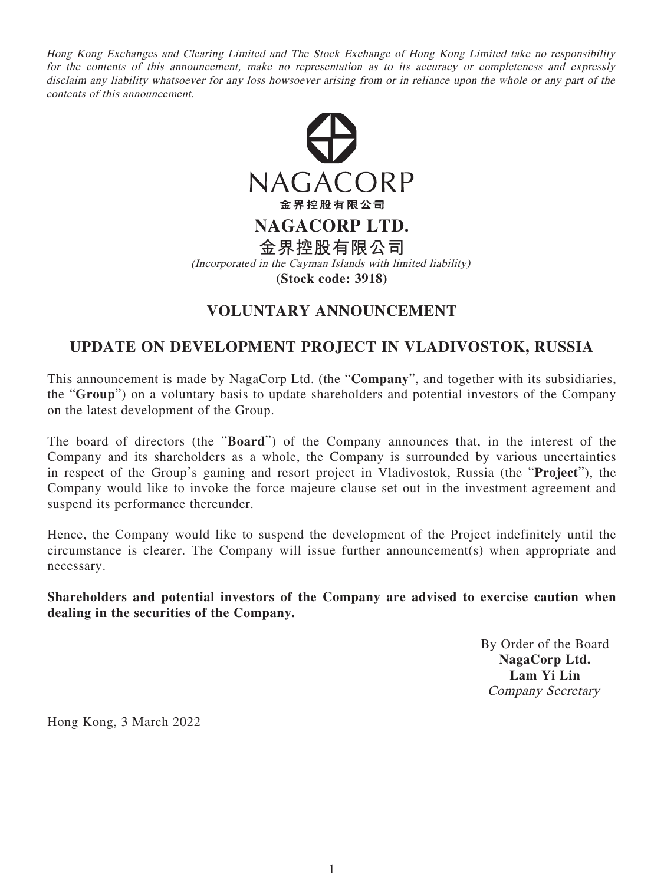*Hong Kong Exchanges and Clearing Limited and The Stock Exchange of Hong Kong Limited take no responsibility for the contents of this announcement, make no representation as to its accuracy or completeness and expressly disclaim any liability whatsoever for any loss howsoever arising from or in reliance upon the whole or any part of the contents of this announcement.*

NAGACORP
金界控股有限公司

# NAGACORP LTD.

# 金界控股有限公司

*(Incorporated in the Cayman Islands with limited liability)*

**(Stock code: 3918)**

## VOLUNTARY ANNOUNCEMENT

## UPDATE ON DEVELOPMENT PROJECT IN VLADIVOSTOK, RUSSIA

This announcement is made by NagaCorp Ltd. (the "**Company**", and together with its subsidiaries, the "**Group**") on a voluntary basis to update shareholders and potential investors of the Company on the latest development of the Group.

The board of directors (the "**Board**") of the Company announces that, in the interest of the Company and its shareholders as a whole, the Company is surrounded by various uncertainties in respect of the Group's gaming and resort project in Vladivostok, Russia (the "**Project**"), the Company would like to invoke the force majeure clause set out in the investment agreement and suspend its performance thereunder.

Hence, the Company would like to suspend the development of the Project indefinitely until the circumstance is clearer. The Company will issue further announcement(s) when appropriate and necessary.

**Shareholders and potential investors of the Company are advised to exercise caution when dealing in the securities of the Company.**

By Order of the Board
**NagaCorp Ltd.**
**Lam Yi Lin**
*Company Secretary*

Hong Kong, 3 March 2022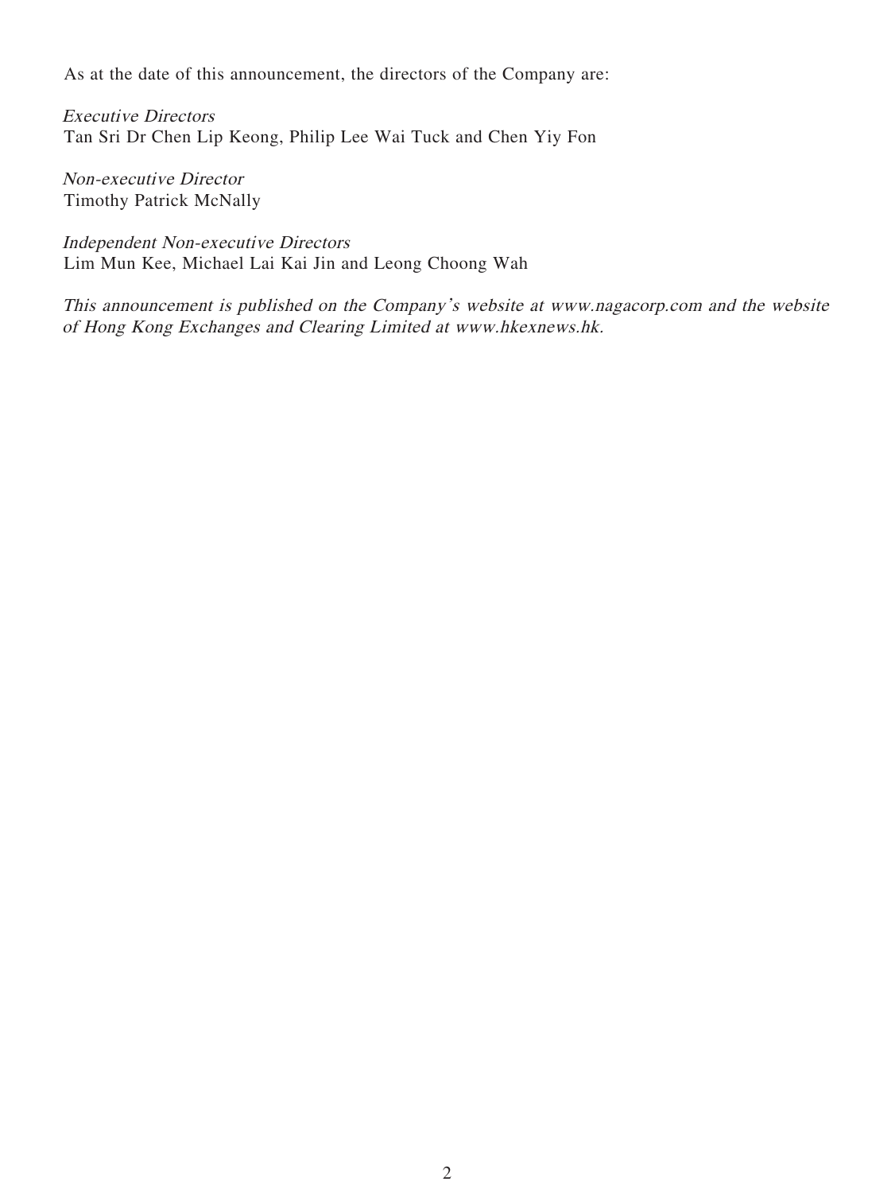As at the date of this announcement, the directors of the Company are:

*Executive Directors*
Tan Sri Dr Chen Lip Keong, Philip Lee Wai Tuck and Chen Yiy Fon

*Non-executive Director*
Timothy Patrick McNally

*Independent Non-executive Directors*
Lim Mun Kee, Michael Lai Kai Jin and Leong Choong Wah

*This announcement is published on the Company's website at www.nagacorp.com and the website of Hong Kong Exchanges and Clearing Limited at www.hkexnews.hk.*